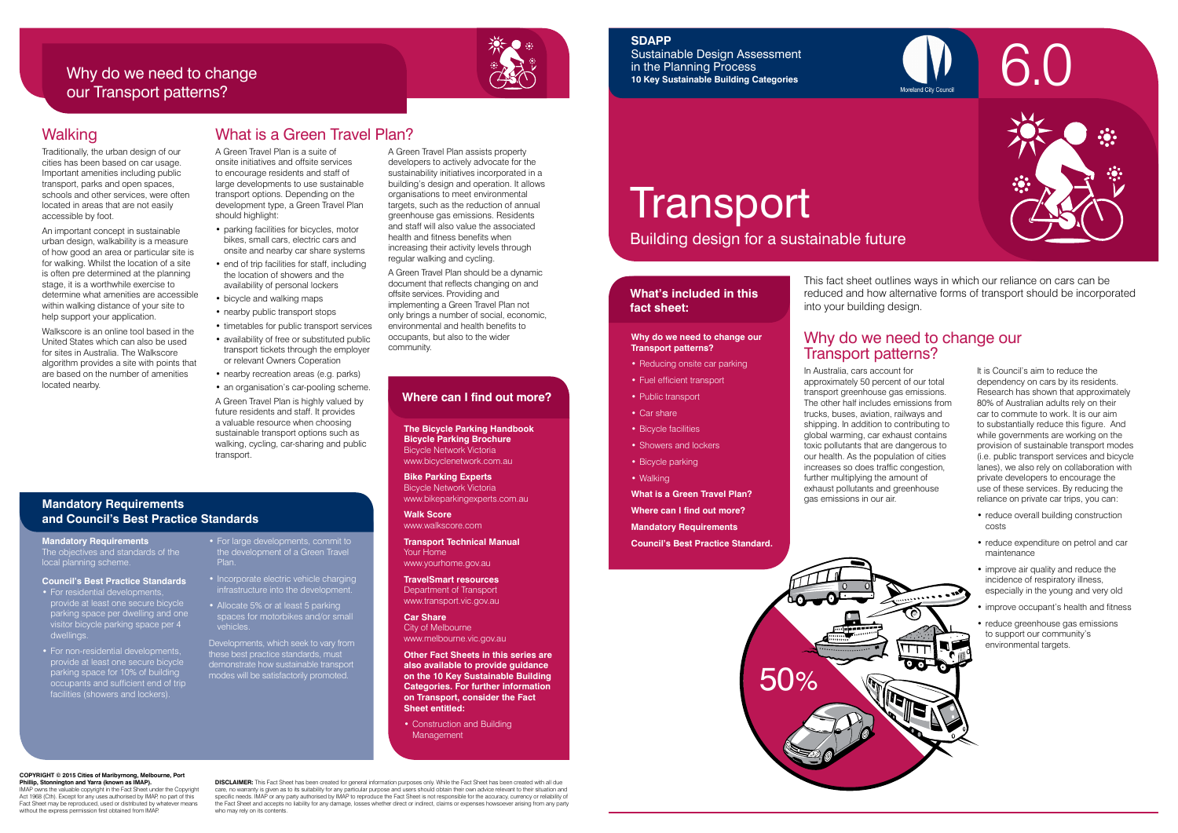**SDAPP**
Sustainable Design Assessment in the Planning Process
**10 Key Sustainable Building Categories**

Moreland City Council

6.0

# Transport

## Building design for a sustainable future

This fact sheet outlines ways in which our reliance on cars can be reduced and how alternative forms of transport should be incorporated into your building design.

### What's included in this fact sheet:

**Why do we need to change our Transport patterns?**

- Reducing onsite car parking
- Fuel efficient transport
- Public transport
- Car share
- Bicycle facilities
- Showers and lockers
- Bicycle parking
- Walking

**What is a Green Travel Plan?**

**Where can I find out more?**

**Mandatory Requirements**

**Council's Best Practice Standard.**

## Why do we need to change our Transport patterns?

In Australia, cars account for approximately 50 percent of our total transport greenhouse gas emissions. The other half includes emissions from trucks, buses, aviation, railways and shipping. In addition to contributing to global warming, car exhaust contains toxic pollutants that are dangerous to our health. As the population of cities increases so does traffic congestion, further multiplying the amount of exhaust pollutants and greenhouse gas emissions in our air.

It is Council's aim to reduce the dependency on cars by its residents. Research has shown that approximately 80% of Australian adults rely on their car to commute to work. It is our aim to substantially reduce this figure. And while governments are working on the provision of sustainable transport modes (i.e. public transport services and bicycle lanes), we also rely on collaboration with private developers to encourage the use of these services. By reducing the reliance on private car trips, you can:

- reduce overall building construction costs
- reduce expenditure on petrol and car maintenance
- improve air quality and reduce the incidence of respiratory illness, especially in the young and very old
- improve occupant's health and fitness
- reduce greenhouse gas emissions to support our community's environmental targets.

50%

## Why do we need to change our Transport patterns?

### Walking

Traditionally, the urban design of our cities has been based on car usage. Important amenities including public transport, parks and open spaces, schools and other services, were often located in areas that are not easily accessible by foot.

An important concept in sustainable urban design, walkability is a measure of how good an area or particular site is for walking. Whilst the location of a site is often pre determined at the planning stage, it is a worthwhile exercise to determine what amenities are accessible within walking distance of your site to help support your application.

Walkscore is an online tool based in the United States which can also be used for sites in Australia. The Walkscore algorithm provides a site with points that are based on the number of amenities located nearby.

## What is a Green Travel Plan?

A Green Travel Plan is a suite of onsite initiatives and offsite services to encourage residents and staff of large developments to use sustainable transport options. Depending on the development type, a Green Travel Plan should highlight:

- parking facilities for bicycles, motor bikes, small cars, electric cars and onsite and nearby car share systems
- end of trip facilities for staff, including the location of showers and the availability of personal lockers
- bicycle and walking maps
- nearby public transport stops
- timetables for public transport services
- availability of free or substituted public transport tickets through the employer or relevant Owners Coperation
- nearby recreation areas (e.g. parks)
- an organisation's car-pooling scheme.

A Green Travel Plan is highly valued by future residents and staff. It provides a valuable resource when choosing sustainable transport options such as walking, cycling, car-sharing and public transport.

A Green Travel Plan assists property developers to actively advocate for the sustainability initiatives incorporated in a building's design and operation. It allows organisations to meet environmental targets, such as the reduction of annual greenhouse gas emissions. Residents and staff will also value the associated health and fitness benefits when increasing their activity levels through regular walking and cycling.

A Green Travel Plan should be a dynamic document that reflects changing on and offsite services. Providing and implementing a Green Travel Plan not only brings a number of social, economic, environmental and health benefits to occupants, but also to the wider community.

## Mandatory Requirements and Council's Best Practice Standards

**Mandatory Requirements**
The objectives and standards of the local planning scheme.

**Council's Best Practice Standards**

- For residential developments, provide at least one secure bicycle parking space per dwelling and one visitor bicycle parking space per 4 dwellings.
- For non-residential developments, provide at least one secure bicycle parking space for 10% of building occupants and sufficient end of trip facilities (showers and lockers).
- For large developments, commit to the development of a Green Travel Plan.
- Incorporate electric vehicle charging infrastructure into the development.
- Allocate 5% or at least 5 parking spaces for motorbikes and/or small vehicles.

Developments, which seek to vary from these best practice standards, must demonstrate how sustainable transport modes will be satisfactorily promoted.

## Where can I find out more?

**The Bicycle Parking Handbook**
**Bicycle Parking Brochure**
Bicycle Network Victoria
www.bicyclenetwork.com.au

**Bike Parking Experts**
Bicycle Network Victoria
www.bikeparkingexperts.com.au

**Walk Score**
www.walkscore.com

**Transport Technical Manual**
Your Home
www.yourhome.gov.au

**TravelSmart resources**
Department of Transport
www.transport.vic.gov.au

**Car Share**
City of Melbourne
www.melbourne.vic.gov.au

**Other Fact Sheets in this series are also available to provide guidance on the 10 Key Sustainable Building Categories. For further information on Transport, consider the Fact Sheet entitled:**

- Construction and Building Management

**COPYRIGHT © 2015 Cities of Maribyrnong, Melbourne, Port Phillip, Stonnington and Yarra (known as IMAP).**
IMAP owns the valuable copyright in the Fact Sheet under the Copyright Act 1968 (Cth). Except for any uses authorised by IMAP, no part of this Fact Sheet may be reproduced, used or distributed by whatever means without the express permission first obtained from IMAP.

**DISCLAIMER:** This Fact Sheet has been created for general information purposes only. While the Fact Sheet has been created with all due care, no warranty is given as to its suitability for any particular purpose and users should obtain their own advice relevant to their situation and specific needs. IMAP or any party authorised by IMAP to reproduce the Fact Sheet is not responsible for the accuracy, currency or reliability of the Fact Sheet and accepts no liability for any damage, losses whether direct or indirect, claims or expenses howsoever arising from any party who may rely on its contents.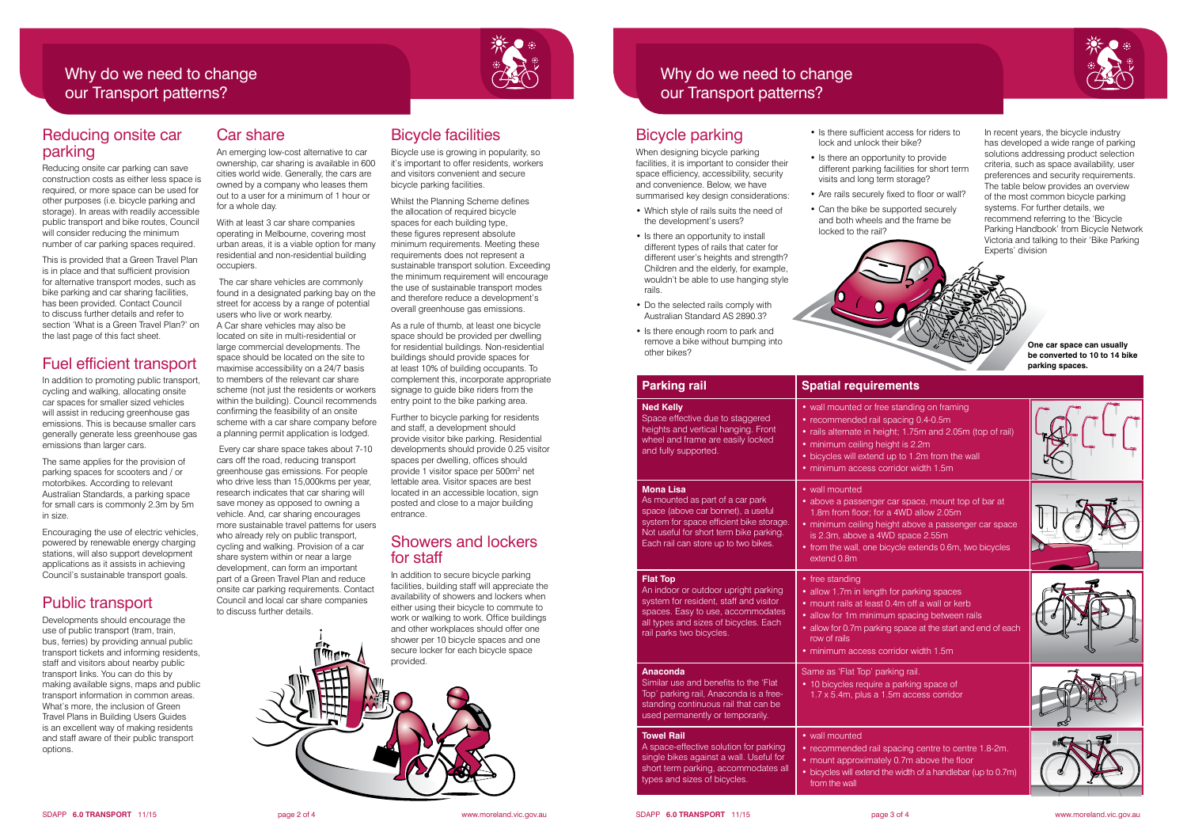# Why do we need to change our Transport patterns?

## Reducing onsite car parking

Reducing onsite car parking can save construction costs as either less space is required, or more space can be used for other purposes (i.e. bicycle parking and storage). In areas with readily accessible public transport and bike routes, Council will consider reducing the minimum number of car parking spaces required.

This is provided that a Green Travel Plan is in place and that sufficient provision for alternative transport modes, such as bike parking and car sharing facilities, has been provided. Contact Council to discuss further details and refer to section 'What is a Green Travel Plan?' on the last page of this fact sheet.

## Fuel efficient transport

In addition to promoting public transport, cycling and walking, allocating onsite car spaces for smaller sized vehicles will assist in reducing greenhouse gas emissions. This is because smaller cars generally generate less greenhouse gas emissions than larger cars.

The same applies for the provision of parking spaces for scooters and / or motorbikes. According to relevant Australian Standards, a parking space for small cars is commonly 2.3m by 5m in size.

Encouraging the use of electric vehicles, powered by renewable energy charging stations, will also support development applications as it assists in achieving Council's sustainable transport goals.

## Public transport

Developments should encourage the use of public transport (tram, train, bus, ferries) by providing annual public transport tickets and informing residents, staff and visitors about nearby public transport links. You can do this by making available signs, maps and public transport information in common areas. What's more, the inclusion of Green Travel Plans in Building Users Guides is an excellent way of making residents and staff aware of their public transport options.

## Car share

An emerging low-cost alternative to car ownership, car sharing is available in 600 cities world wide. Generally, the cars are owned by a company who leases them out to a user for a minimum of 1 hour or for a whole day.

With at least 3 car share companies operating in Melbourne, covering most urban areas, it is a viable option for many residential and non-residential building occupiers.

The car share vehicles are commonly found in a designated parking bay on the street for access by a range of potential users who live or work nearby. A Car share vehicles may also be located on site in multi-residential or large commercial developments. The space should be located on the site to maximise accessibility on a 24/7 basis to members of the relevant car share scheme (not just the residents or workers within the building). Council recommends confirming the feasibility of an onsite scheme with a car share company before a planning permit application is lodged.

Every car share space takes about 7-10 cars off the road, reducing transport greenhouse gas emissions. For people who drive less than 15,000kms per year, research indicates that car sharing will save money as opposed to owning a vehicle. And, car sharing encourages more sustainable travel patterns for users who already rely on public transport, cycling and walking. Provision of a car share system within or near a large development, can form an important part of a Green Travel Plan and reduce onsite car parking requirements. Contact Council and local car share companies to discuss further details.

## Bicycle facilities

Bicycle use is growing in popularity, so it's important to offer residents, workers and visitors convenient and secure bicycle parking facilities.

Whilst the Planning Scheme defines the allocation of required bicycle spaces for each building type, these figures represent absolute minimum requirements. Meeting these requirements does not represent a sustainable transport solution. Exceeding the minimum requirement will encourage the use of sustainable transport modes and therefore reduce a development's overall greenhouse gas emissions.

As a rule of thumb, at least one bicycle space should be provided per dwelling for residential buildings. Non-residential buildings should provide spaces for at least 10% of building occupants. To complement this, incorporate appropriate signage to guide bike riders from the entry point to the bike parking area.

Further to bicycle parking for residents and staff, a development should provide visitor bike parking. Residential developments should provide 0.25 visitor spaces per dwelling, offices should provide 1 visitor space per 500m$^2$ net lettable area. Visitor spaces are best located in an accessible location, sign posted and close to a major building entrance.

## Showers and lockers for staff

In addition to secure bicycle parking facilities, building staff will appreciate the availability of showers and lockers when either using their bicycle to commute to work or walking to work. Office buildings and other workplaces should offer one shower per 10 bicycle spaces and one secure locker for each bicycle space provided.

# Why do we need to change our Transport patterns?

## Bicycle parking

When designing bicycle parking facilities, it is important to consider their space efficiency, accessibility, security and convenience. Below, we have summarised key design considerations:

- Which style of rails suits the need of the development's users?
- Is there an opportunity to install different types of rails that cater for different user's heights and strength? Children and the elderly, for example, wouldn't be able to use hanging style rails.
- Do the selected rails comply with Australian Standard AS 2890.3?
- Is there enough room to park and remove a bike without bumping into other bikes?
- Is there sufficient access for riders to lock and unlock their bike?
- Is there an opportunity to provide different parking facilities for short term visits and long term storage?
- Are rails securely fixed to floor or wall?
- Can the bike be supported securely and both wheels and the frame be locked to the rail?

In recent years, the bicycle industry has developed a wide range of parking solutions addressing product selection criteria, such as space availability, user preferences and security requirements. The table below provides an overview of the most common bicycle parking systems. For further details, we recommend referring to the 'Bicycle Parking Handbook' from Bicycle Network Victoria and talking to their 'Bike Parking Experts' division

**One car space can usually be converted to 10 to 14 bike parking spaces.**

| Parking rail | Spatial requirements |
|---|---|
| **Ned Kelly**<br>Space effective due to staggered heights and vertical hanging. Front wheel and frame are easily locked and fully supported. | • wall mounted or free standing on framing<br>• recommended rail spacing 0.4-0.5m<br>• rails alternate in height; 1.75m and 2.05m (top of rail)<br>• minimum ceiling height is 2.2m<br>• bicycles will extend up to 1.2m from the wall<br>• minimum access corridor width 1.5m |
| **Mona Lisa**<br>As mounted as part of a car park space (above car bonnet), a useful system for space efficient bike storage. Not useful for short term bike parking. Each rail can store up to two bikes. | • wall mounted<br>• above a passenger car space, mount top of bar at 1.8m from floor; for a 4WD allow 2.05m<br>• minimum ceiling height above a passenger car space is 2.3m, above a 4WD space 2.55m<br>• from the wall, one bicycle extends 0.6m, two bicycles extend 0.8m |
| **Flat Top**<br>An indoor or outdoor upright parking system for resident, staff and visitor spaces. Easy to use, accommodates all types and sizes of bicycles. Each rail parks two bicycles. | • free standing<br>• allow 1.7m in length for parking spaces<br>• mount rails at least 0.4m off a wall or kerb<br>• allow for 1m minimum spacing between rails<br>• allow for 0.7m parking space at the start and end of each row of rails<br>• minimum access corridor width 1.5m |
| **Anaconda**<br>Similar use and benefits to the 'Flat Top' parking rail, Anaconda is a free-standing continuous rail that can be used permanently or temporarily. | Same as 'Flat Top' parking rail.<br>• 10 bicycles require a parking space of 1.7 x 5.4m, plus a 1.5m access corridor |
| **Towel Rail**<br>A space-effective solution for parking single bikes against a wall. Useful for short term parking, accommodates all types and sizes of bicycles. | • wall mounted<br>• recommended rail spacing centre to centre 1.8-2m.<br>• mount approximately 0.7m above the floor<br>• bicycles will extend the width of a handlebar (up to 0.7m) from the wall |